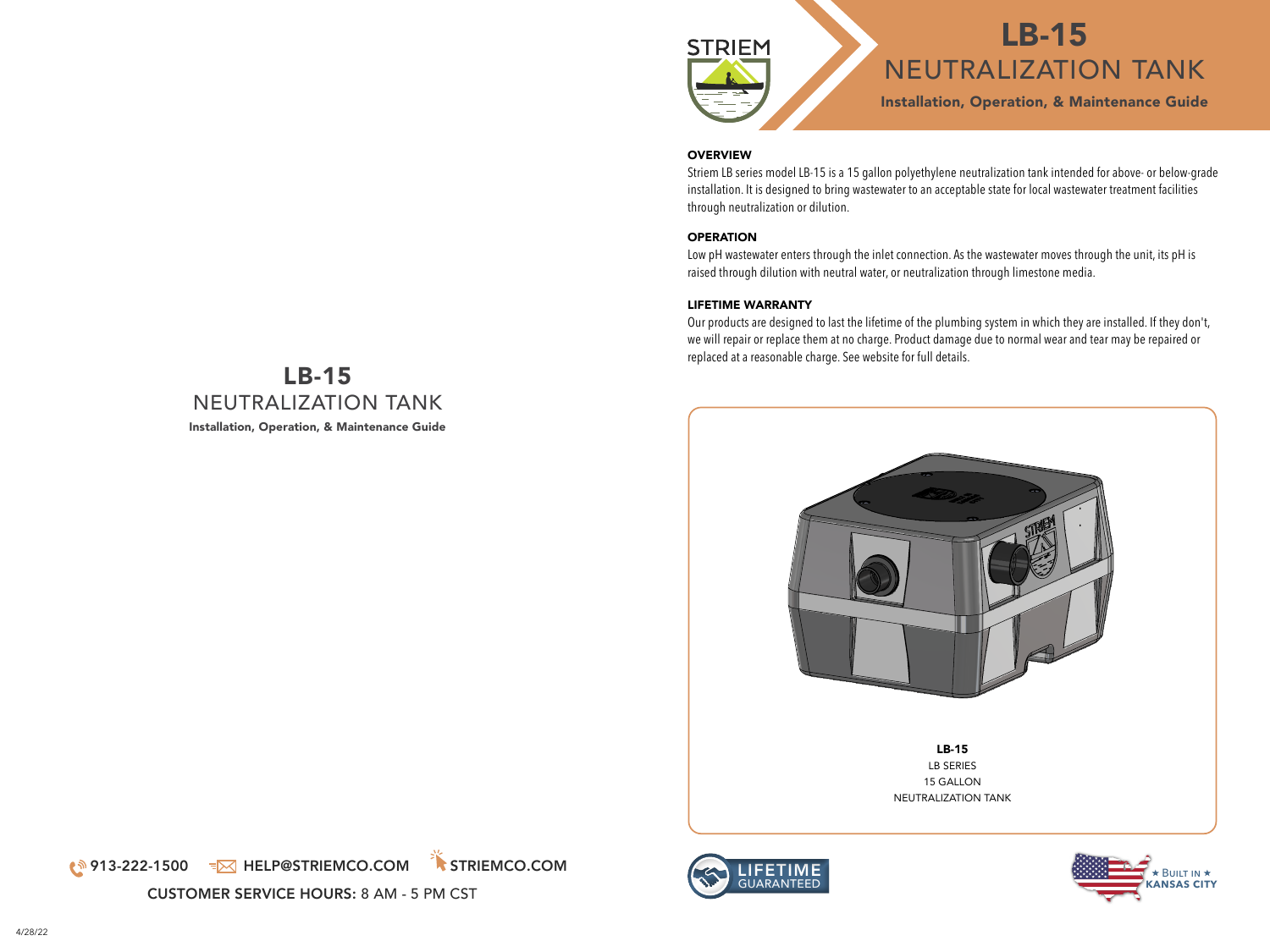# LB-15 NEUTRALIZATION TANK

**Installation, Operation, & Maintenance Guide**

913-222-1500 HELP@STRIEMCO.COM STRIEMCO.COM

**CUSTOMER SERVICE HOURS:** 8 AM - 5 PM CST

4/28/22

STRIEM

# LB-15 NEUTRALIZATION TANK

**Installation, Operation, & Maintenance Guide**

### OVERVIEW

Striem LB series model LB-15 is a 15 gallon polyethylene neutralization tank intended for above- or below-grade installation. It is designed to bring wastewater to an acceptable state for local wastewater treatment facilities through neutralization or dilution.

### OPERATION

Low pH wastewater enters through the inlet connection. As the wastewater moves through the unit, its pH is raised through dilution with neutral water, or neutralization through limestone media.

### LIFETIME WARRANTY

Our products are designed to last the lifetime of the plumbing system in which they are installed. If they don't, we will repair or replace them at no charge. Product damage due to normal wear and tear may be repaired or replaced at a reasonable charge. See website for full details.

**LB-15**
LB SERIES
15 GALLON
NEUTRALIZATION TANK

LIFETIME GUARANTEED

★ BUILT IN ★ KANSAS CITY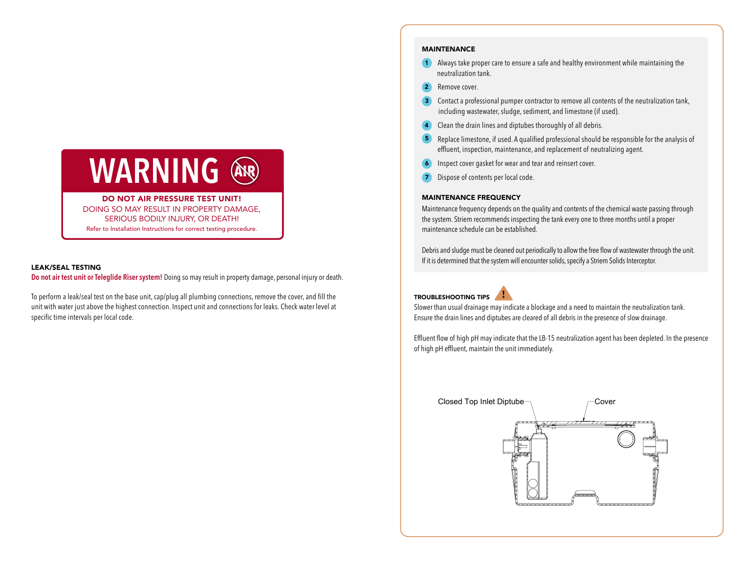# WARNING

**DO NOT AIR PRESSURE TEST UNIT!**

DOING SO MAY RESULT IN PROPERTY DAMAGE, SERIOUS BODILY INJURY, OR DEATH!

Refer to Installation Instructions for correct testing procedure.

## LEAK/SEAL TESTING

**Do not air test unit or Teleglide Riser system!** Doing so may result in property damage, personal injury or death.

To perform a leak/seal test on the base unit, cap/plug all plumbing connections, remove the cover, and fill the unit with water just above the highest connection. Inspect unit and connections for leaks. Check water level at specific time intervals per local code.

## MAINTENANCE

1. Always take proper care to ensure a safe and healthy environment while maintaining the neutralization tank.
2. Remove cover.
3. Contact a professional pumper contractor to remove all contents of the neutralization tank, including wastewater, sludge, sediment, and limestone (if used).
4. Clean the drain lines and diptubes thoroughly of all debris.
5. Replace limestone, if used. A qualified professional should be responsible for the analysis of effluent, inspection, maintenance, and replacement of neutralizing agent.
6. Inspect cover gasket for wear and tear and reinsert cover.
7. Dispose of contents per local code.

## MAINTENANCE FREQUENCY

Maintenance frequency depends on the quality and contents of the chemical waste passing through the system. Striem recommends inspecting the tank every one to three months until a proper maintenance schedule can be established.

Debris and sludge must be cleaned out periodically to allow the free flow of wastewater through the unit. If it is determined that the system will encounter solids, specify a Striem Solids Interceptor.

## TROUBLESHOOTING TIPS

Slower than usual drainage may indicate a blockage and a need to maintain the neutralization tank. Ensure the drain lines and diptubes are cleared of all debris in the presence of slow drainage.

Effluent flow of high pH may indicate that the LB-15 neutralization agent has been depleted. In the presence of high pH effluent, maintain the unit immediately.

Closed Top Inlet Diptube

Cover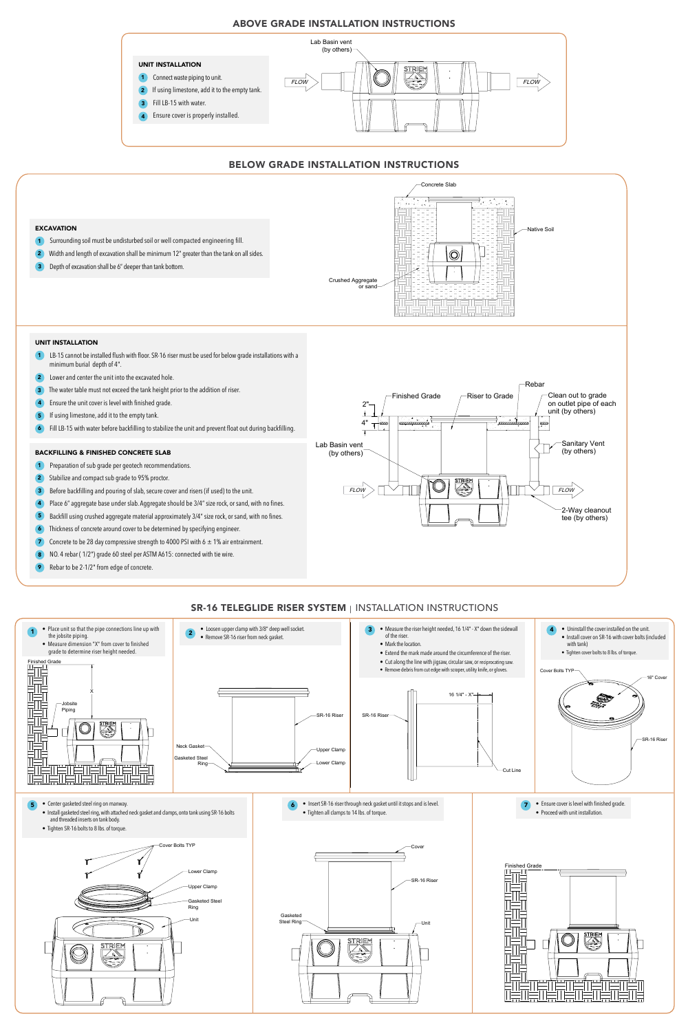## ABOVE GRADE INSTALLATION INSTRUCTIONS

### UNIT INSTALLATION

1. Connect waste piping to unit.
2. If using limestone, add it to the empty tank.
3. Fill LB-15 with water.
4. Ensure cover is properly installed.

Lab Basin vent (by others)

FLOW

FLOW

## BELOW GRADE INSTALLATION INSTRUCTIONS

### EXCAVATION

1. Surrounding soil must be undisturbed soil or well compacted engineering fill.
2. Width and length of excavation shall be minimum 12" greater than the tank on all sides.
3. Depth of excavation shall be 6" deeper than tank bottom.

Concrete Slab

Native Soil

Crushed Aggregate or sand

### UNIT INSTALLATION

1. LB-15 cannot be installed flush with floor. SR-16 riser must be used for below grade installations with a minimum burial depth of 4".
2. Lower and center the unit into the excavated hole.
3. The water table must not exceed the tank height prior to the addition of riser.
4. Ensure the unit cover is level with finished grade.
5. If using limestone, add it to the empty tank.
6. Fill LB-15 with water before backfilling to stabilize the unit and prevent float out during backfilling.

### BACKFILLING & FINISHED CONCRETE SLAB

1. Preparation of sub grade per geotech recommendations.
2. Stabilize and compact sub grade to 95% proctor.
3. Before backfilling and pouring of slab, secure cover and risers (if used) to the unit.
4. Place 6" aggregate base under slab. Aggregate should be 3/4" size rock, or sand, with no fines.
5. Backfill using crushed aggregate material approximately 3/4" size rock, or sand, with no fines.
6. Thickness of concrete around cover to be determined by specifying engineer.
7. Concrete to be 28 day compressive strength to 4000 PSI with 6 ± 1% air entrainment.
8. NO. 4 rebar ( 1/2") grade 60 steel per ASTM A615: connected with tie wire.
9. Rebar to be 2-1/2" from edge of concrete.

Finished Grade

Riser to Grade

Rebar

Clean out to grade on outlet pipe of each unit (by others)

2"

4"

Lab Basin vent (by others)

Sanitary Vent (by others)

FLOW

FLOW

2-Way cleanout tee (by others)

## SR-16 TELEGLIDE RISER SYSTEM | INSTALLATION INSTRUCTIONS

**1**
- Place unit so that the pipe connections line up with the jobsite piping.
- Measure dimension "X" from cover to finished grade to determine riser height needed.

Finished Grade

X

Jobsite Piping

**2**
- Loosen upper clamp with 3/8" deep well socket.
- Remove SR-16 riser from neck gasket.

SR-16 Riser

Neck Gasket

Gasketed Steel Ring

Upper Clamp

Lower Clamp

**3**
- Measure the riser height needed, 16 1/4" - X" down the sidewall of the riser.
- Mark the location.
- Extend the mark made around the circumference of the riser.
- Cut along the line with jigsaw, circular saw, or reciprocating saw.
- Remove debris from cut edge with scraper, utility knife, or gloves.

16 1/4" - X"

SR-16 Riser

Cut Line

**4**
- Uninstall the cover installed on the unit.
- Install cover on SR-16 with cover bolts (included with tank)
- Tighten cover bolts to 8 lbs. of torque.

Cover Bolts TYP

16" Cover

SR-16 Riser

**5**
- Center gasketed steel ring on manway.
- Install gasketed steel ring, with attached neck gasket and clamps, onto tank using SR-16 bolts and threaded inserts on tank body.
- Tighten SR-16 bolts to 8 lbs. of torque.

Cover Bolts TYP

Lower Clamp

Upper Clamp

Gasketed Steel Ring

Unit

**6**
- Insert SR-16 riser through neck gasket until it stops and is level.
- Tighten all clamps to 14 lbs. of torque.

Cover

SR-16 Riser

Gasketed Steel Ring

Unit

**7**
- Ensure cover is level with finished grade.
- Proceed with unit installation.

Finished Grade